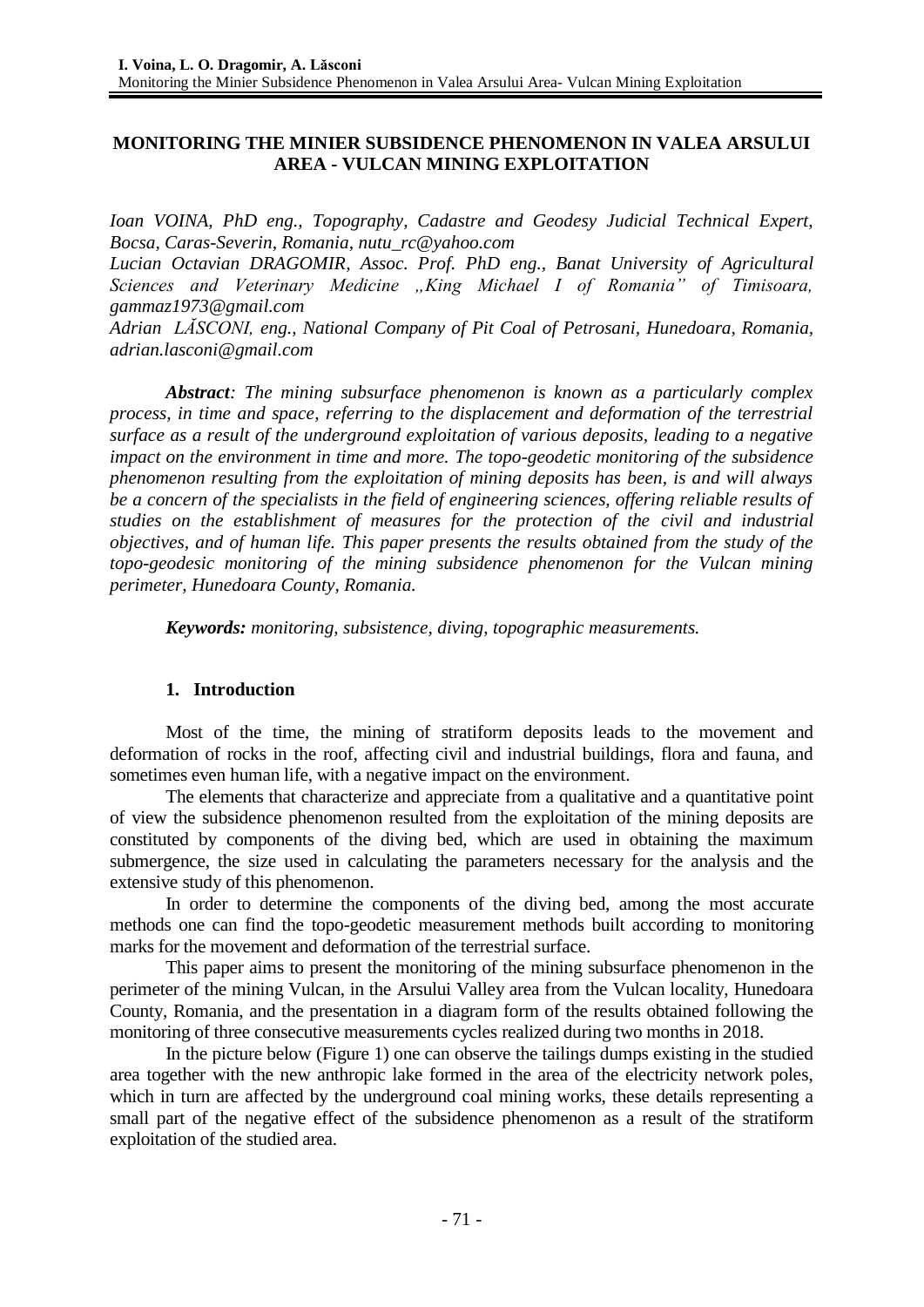# MONITORING THE MINIER SUBSIDENCE PHENOMENON IN VALEA ARSULUI AREA - VULCAN MINING EXPLOITATION

*Ioan VOINA, PhD eng., Topography, Cadastre and Geodesy Judicial Technical Expert, Bocsa, Caras-Severin, Romania, nutu_rc@yahoo.com*

*Lucian Octavian DRAGOMIR, Assoc. Prof. PhD eng., Banat University of Agricultural Sciences and Veterinary Medicine „King Michael I of Romania" of Timisoara, gammaz1973@gmail.com*

*Adrian LĂSCONI, eng., National Company of Pit Coal of Petrosani, Hunedoara, Romania, adrian.lasconi@gmail.com*

***Abstract**: The mining subsurface phenomenon is known as a particularly complex process, in time and space, referring to the displacement and deformation of the terrestrial surface as a result of the underground exploitation of various deposits, leading to a negative impact on the environment in time and more. The topo-geodetic monitoring of the subsidence phenomenon resulting from the exploitation of mining deposits has been, is and will always be a concern of the specialists in the field of engineering sciences, offering reliable results of studies on the establishment of measures for the protection of the civil and industrial objectives, and of human life. This paper presents the results obtained from the study of the topo-geodesic monitoring of the mining subsidence phenomenon for the Vulcan mining perimeter, Hunedoara County, Romania.*

***Keywords:** monitoring, subsistence, diving, topographic measurements.*

## 1. Introduction

Most of the time, the mining of stratiform deposits leads to the movement and deformation of rocks in the roof, affecting civil and industrial buildings, flora and fauna, and sometimes even human life, with a negative impact on the environment.

The elements that characterize and appreciate from a qualitative and a quantitative point of view the subsidence phenomenon resulted from the exploitation of the mining deposits are constituted by components of the diving bed, which are used in obtaining the maximum submergence, the size used in calculating the parameters necessary for the analysis and the extensive study of this phenomenon.

In order to determine the components of the diving bed, among the most accurate methods one can find the topo-geodetic measurement methods built according to monitoring marks for the movement and deformation of the terrestrial surface.

This paper aims to present the monitoring of the mining subsurface phenomenon in the perimeter of the mining Vulcan, in the Arsului Valley area from the Vulcan locality, Hunedoara County, Romania, and the presentation in a diagram form of the results obtained following the monitoring of three consecutive measurements cycles realized during two months in 2018.

In the picture below (Figure 1) one can observe the tailings dumps existing in the studied area together with the new anthropic lake formed in the area of the electricity network poles, which in turn are affected by the underground coal mining works, these details representing a small part of the negative effect of the subsidence phenomenon as a result of the stratiform exploitation of the studied area.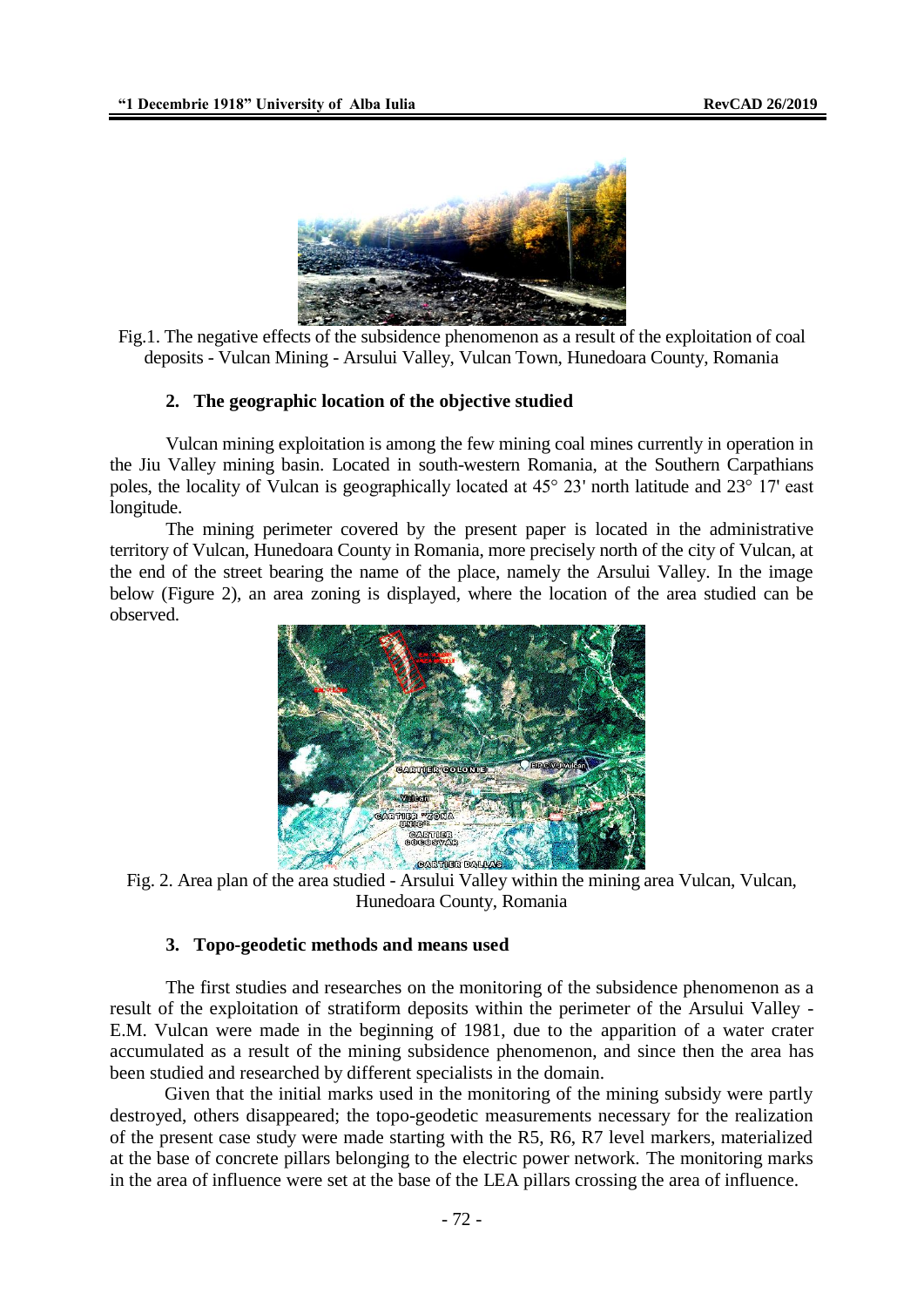Fig.1. The negative effects of the subsidence phenomenon as a result of the exploitation of coal deposits - Vulcan Mining - Arsului Valley, Vulcan Town, Hunedoara County, Romania

## 2. The geographic location of the objective studied

Vulcan mining exploitation is among the few mining coal mines currently in operation in the Jiu Valley mining basin. Located in south-western Romania, at the Southern Carpathians poles, the locality of Vulcan is geographically located at 45° 23' north latitude and 23° 17' east longitude.

The mining perimeter covered by the present paper is located in the administrative territory of Vulcan, Hunedoara County in Romania, more precisely north of the city of Vulcan, at the end of the street bearing the name of the place, namely the Arsului Valley. In the image below (Figure 2), an area zoning is displayed, where the location of the area studied can be observed.

Fig. 2. Area plan of the area studied - Arsului Valley within the mining area Vulcan, Vulcan, Hunedoara County, Romania

## 3. Topo-geodetic methods and means used

The first studies and researches on the monitoring of the subsidence phenomenon as a result of the exploitation of stratiform deposits within the perimeter of the Arsului Valley - E.M. Vulcan were made in the beginning of 1981, due to the apparition of a water crater accumulated as a result of the mining subsidence phenomenon, and since then the area has been studied and researched by different specialists in the domain.

Given that the initial marks used in the monitoring of the mining subsidy were partly destroyed, others disappeared; the topo-geodetic measurements necessary for the realization of the present case study were made starting with the R5, R6, R7 level markers, materialized at the base of concrete pillars belonging to the electric power network. The monitoring marks in the area of influence were set at the base of the LEA pillars crossing the area of influence.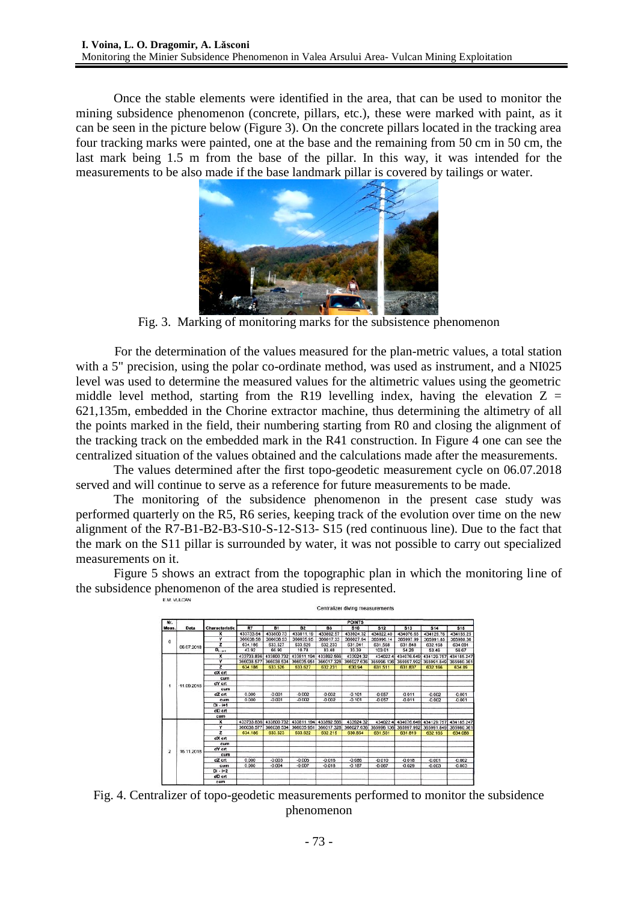Once the stable elements were identified in the area, that can be used to monitor the mining subsidence phenomenon (concrete, pillars, etc.), these were marked with paint, as it can be seen in the picture below (Figure 3). On the concrete pillars located in the tracking area four tracking marks were painted, one at the base and the remaining from 50 cm in 50 cm, the last mark being 1.5 m from the base of the pillar. In this way, it was intended for the measurements to be also made if the base landmark pillar is covered by tailings or water.

Fig. 3. Marking of monitoring marks for the subsistence phenomenon

For the determination of the values measured for the plan-metric values, a total station with a 5" precision, using the polar co-ordinate method, was used as instrument, and a NI025 level was used to determine the measured values for the altimetric values using the geometric middle level method, starting from the R19 levelling index, having the elevation Z = 621,135m, embedded in the Chorine extractor machine, thus determining the altimetry of all the points marked in the field, their numbering starting from R0 and closing the alignment of the tracking track on the embedded mark in the R41 construction. In Figure 4 one can see the centralized situation of the values obtained and the calculations made after the measurements.

The values determined after the first topo-geodetic measurement cycle on 06.07.2018 served and will continue to serve as a reference for future measurements to be made.

The monitoring of the subsidence phenomenon in the present case study was performed quarterly on the R5, R6 series, keeping track of the evolution over time on the new alignment of the R7-B1-B2-B3-S10-S-12-S13- S15 (red continuous line). Due to the fact that the mark on the S11 pillar is surrounded by water, it was not possible to carry out specialized measurements on it.

Figure 5 shows an extract from the topographic plan in which the monitoring line of the subsidence phenomenon of the area studied is represented.

E.M. VULCAN

Centralizer diving measurements

| Nr. Meas. | Data | Characteristic | R7 | B1 | B2 | B3 | S10 | S12 | S13 | S14 | S15 |
|---|---|---|---|---|---|---|---|---|---|---|---|
| 0 | 06.07.2018 | X | 433733.84 | 433800.73 | 433811.19 | 433892.57 | 433924.32 | 434022.40 | 434076.65 | 434125.76 | 434185.25 |
| | | Y | 366038.58 | 366038.53 | 366035.95 | 366017.33 | 366027.64 | 365990.14 | 365997.99 | 365991.85 | 365980.36 |
| | | Z | 634.186 | 633.527 | 633.629 | 632.233 | 631.041 | 631.568 | 631.848 | 632.168 | 634.091 |
| | | $D_{i-i+1}$ | 43.92 | 66.90 | 10.78 | 83.48 | 33.39 | 103.01 | 54.28 | 53.46 | 56.67 |
| 1 | 11.09.2018 | X | 433733.836 | 433800.732 | 433811.194 | 433892.566 | 433924.32 | 434022.4 | 434076.649 | 434125.757 | 434185.247 |
| | | Y | 366038.577 | 366038.534 | 366035.951 | 366017.328 | 366027.636 | 365990.136 | 365997.992 | 365991.849 | 365980.361 |
| | | Z | 634.186 | 633.526 | 633.627 | 632.231 | 630.94 | 631.511 | 631.837 | 632.166 | 634.09 |
| | | dX crt | | | | | | | | | |
| | | cum | | | | | | | | | |
| | | dY crt | | | | | | | | | |
| | | cum | | | | | | | | | |
| | | dZ crt | 0.000 | -0.001 | -0.002 | -0.002 | -0.101 | -0.057 | -0.011 | -0.002 | -0.001 |
| | | cum | 0.000 | -0.001 | -0.002 | -0.002 | -0.101 | -0.057 | -0.011 | -0.002 | -0.001 |
| | | Di - i+1 | | | | | | | | | |
| | | dD crt | | | | | | | | | |
| | | cum | | | | | | | | | |
| 2 | 16.11.2018 | X | 433733.836 | 433800.732 | 433811.194 | 433892.566 | 433924.32 | 434022.4 | 434076.649 | 434125.757 | 434185.247 |
| | | Y | 366038.577 | 366038.534 | 366035.951 | 366017.328 | 366027.636 | 365990.136 | 365997.992 | 365991.849 | 365980.361 |
| | | Z | 634.186 | 633.523 | 633.622 | 632.215 | 630.854 | 631.501 | 631.819 | 632.165 | 634.088 |
| | | dX crt | | | | | | | | | |
| | | cum | | | | | | | | | |
| | | dY crt | | | | | | | | | |
| | | cum | | | | | | | | | |
| | | dZ crt | 0.000 | -0.003 | -0.005 | -0.016 | -0.086 | -0.010 | -0.018 | -0.001 | -0.002 |
| | | cum | 0.000 | -0.004 | -0.007 | -0.018 | -0.187 | -0.067 | -0.029 | -0.003 | -0.003 |
| | | Di - i+2 | | | | | | | | | |
| | | dD crt | | | | | | | | | |
| | | cum | | | | | | | | | |

Fig. 4. Centralizer of topo-geodetic measurements performed to monitor the subsidence phenomenon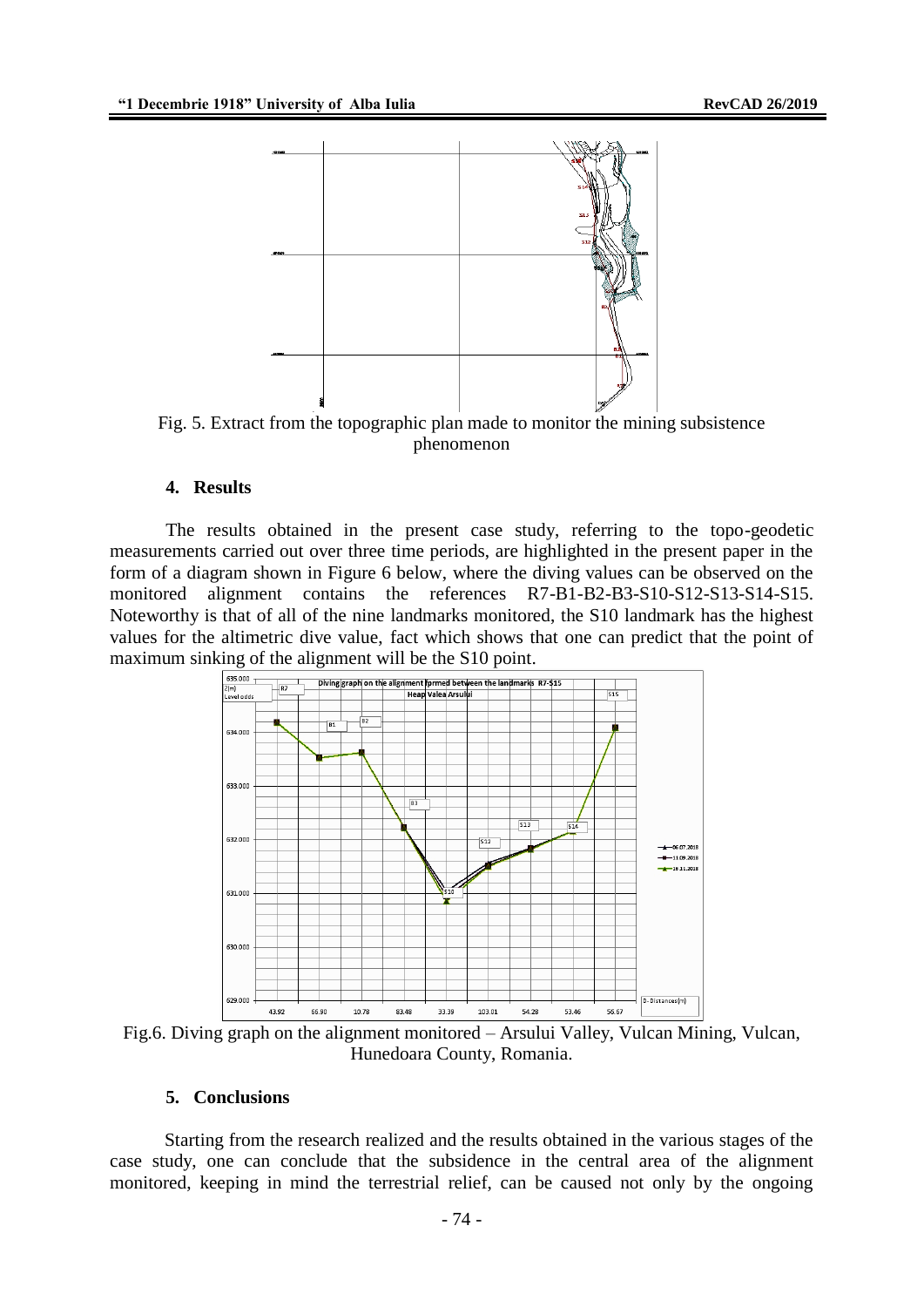Fig. 5. Extract from the topographic plan made to monitor the mining subsistence phenomenon

## 4. Results

The results obtained in the present case study, referring to the topo-geodetic measurements carried out over three time periods, are highlighted in the present paper in the form of a diagram shown in Figure 6 below, where the diving values can be observed on the monitored alignment contains the references R7-B1-B2-B3-S10-S12-S13-S14-S15. Noteworthy is that of all of the nine landmarks monitored, the S10 landmark has the highest values for the altimetric dive value, fact which shows that one can predict that the point of maximum sinking of the alignment will be the S10 point.

Fig.6. Diving graph on the alignment monitored – Arsului Valley, Vulcan Mining, Vulcan, Hunedoara County, Romania.

## 5. Conclusions

Starting from the research realized and the results obtained in the various stages of the case study, one can conclude that the subsidence in the central area of the alignment monitored, keeping in mind the terrestrial relief, can be caused not only by the ongoing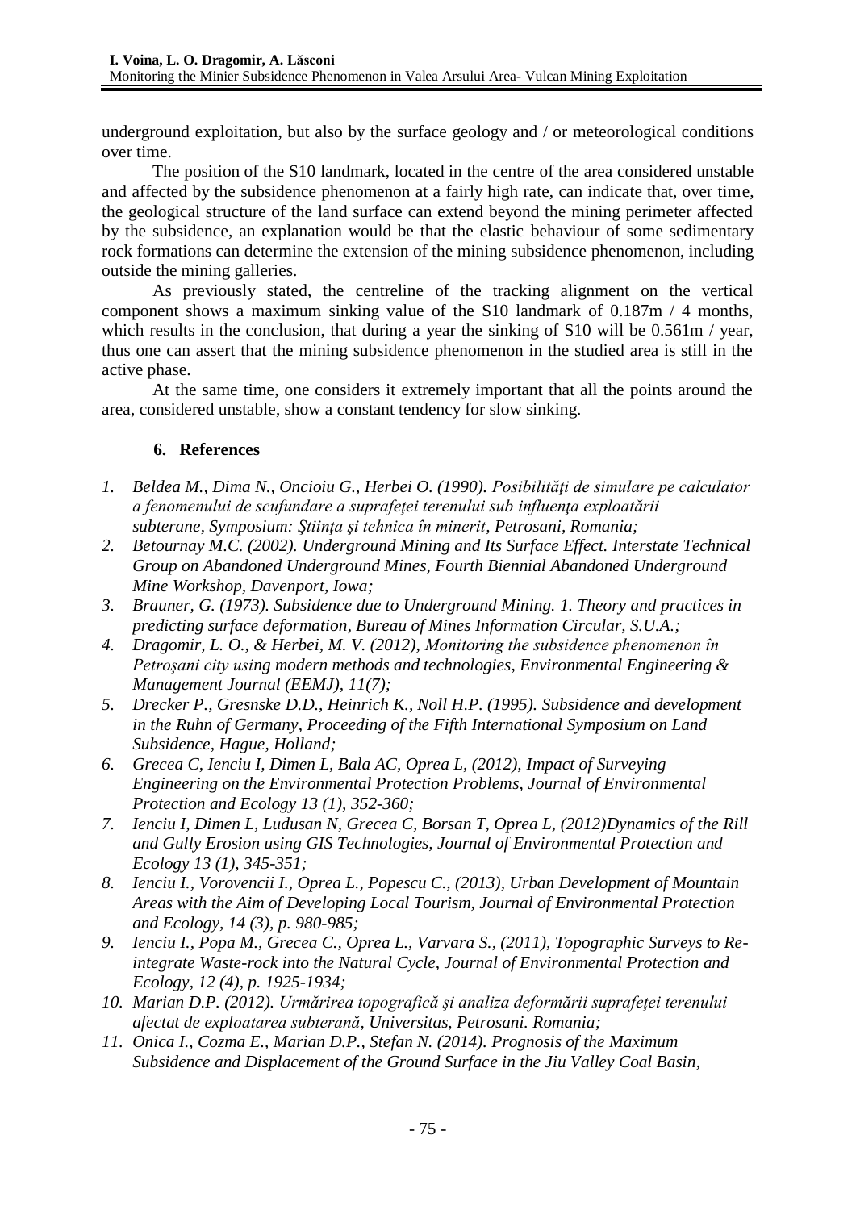underground exploitation, but also by the surface geology and / or meteorological conditions over time.

The position of the S10 landmark, located in the centre of the area considered unstable and affected by the subsidence phenomenon at a fairly high rate, can indicate that, over time, the geological structure of the land surface can extend beyond the mining perimeter affected by the subsidence, an explanation would be that the elastic behaviour of some sedimentary rock formations can determine the extension of the mining subsidence phenomenon, including outside the mining galleries.

As previously stated, the centreline of the tracking alignment on the vertical component shows a maximum sinking value of the S10 landmark of 0.187m / 4 months, which results in the conclusion, that during a year the sinking of S10 will be 0.561m / year, thus one can assert that the mining subsidence phenomenon in the studied area is still in the active phase.

At the same time, one considers it extremely important that all the points around the area, considered unstable, show a constant tendency for slow sinking.

## 6. References

1. *Beldea M., Dima N., Oncioiu G., Herbei O. (1990). Posibilităţi de simulare pe calculator a fenomenului de scufundare a suprafeţei terenului sub influenţa exploatării subterane, Symposium: Ştiinţa şi tehnica în minerit, Petrosani, Romania;*
2. *Betournay M.C. (2002). Underground Mining and Its Surface Effect. Interstate Technical Group on Abandoned Underground Mines, Fourth Biennial Abandoned Underground Mine Workshop, Davenport, Iowa;*
3. *Brauner, G. (1973). Subsidence due to Underground Mining. 1. Theory and practices in predicting surface deformation, Bureau of Mines Information Circular, S.U.A.;*
4. *Dragomir, L. O., & Herbei, M. V. (2012), Monitoring the subsidence phenomenon în Petroşani city using modern methods and technologies, Environmental Engineering & Management Journal (EEMJ), 11(7);*
5. *Drecker P., Gresnske D.D., Heinrich K., Noll H.P. (1995). Subsidence and development in the Ruhn of Germany, Proceeding of the Fifth International Symposium on Land Subsidence, Hague, Holland;*
6. *Grecea C, Ienciu I, Dimen L, Bala AC, Oprea L, (2012), Impact of Surveying Engineering on the Environmental Protection Problems, Journal of Environmental Protection and Ecology 13 (1), 352-360;*
7. *Ienciu I, Dimen L, Ludusan N, Grecea C, Borsan T, Oprea L, (2012)Dynamics of the Rill and Gully Erosion using GIS Technologies, Journal of Environmental Protection and Ecology 13 (1), 345-351;*
8. *Ienciu I., Vorovencii I., Oprea L., Popescu C., (2013), Urban Development of Mountain Areas with the Aim of Developing Local Tourism, Journal of Environmental Protection and Ecology, 14 (3), p. 980-985;*
9. *Ienciu I., Popa M., Grecea C., Oprea L., Varvara S., (2011), Topographic Surveys to Re-integrate Waste-rock into the Natural Cycle, Journal of Environmental Protection and Ecology, 12 (4), p. 1925-1934;*
10. *Marian D.P. (2012). Urmărirea topografică şi analiza deformării suprafeţei terenului afectat de exploatarea subterană, Universitas, Petrosani. Romania;*
11. *Onica I., Cozma E., Marian D.P., Stefan N. (2014). Prognosis of the Maximum Subsidence and Displacement of the Ground Surface in the Jiu Valley Coal Basin,*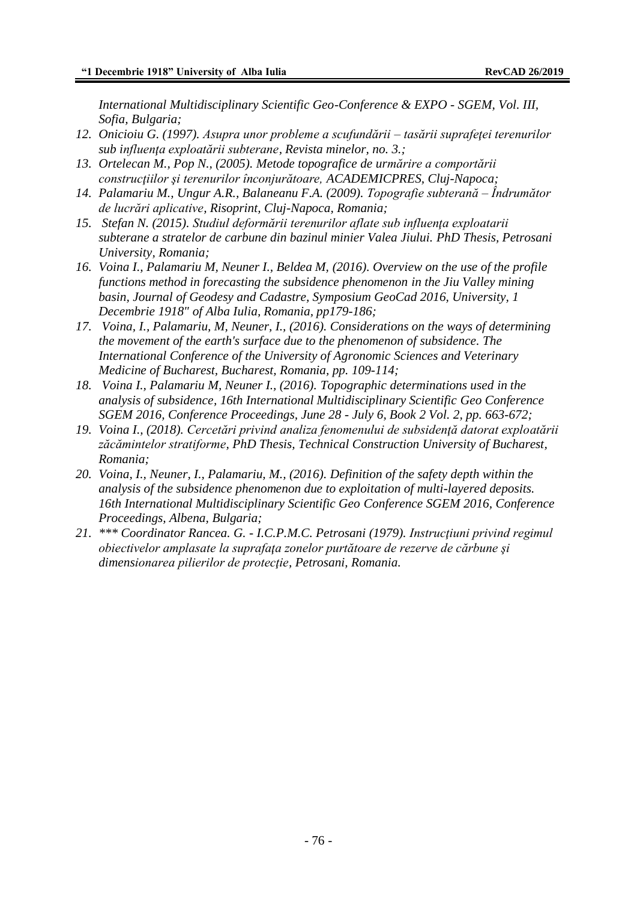*International Multidisciplinary Scientific Geo-Conference & EXPO - SGEM, Vol. III, Sofia, Bulgaria;*

12. *Onicioiu G. (1997). Asupra unor probleme a scufundării – tasării suprafeţei terenurilor sub influenţa exploatării subterane, Revista minelor, no. 3.;*
13. *Ortelecan M., Pop N., (2005). Metode topografice de urmărire a comportării construcţiilor şi terenurilor înconjurătoare, ACADEMICPRES, Cluj-Napoca;*
14. *Palamariu M., Ungur A.R., Balaneanu F.A. (2009). Topografie subterană – Îndrumător de lucrări aplicative, Risoprint, Cluj-Napoca, Romania;*
15. *Stefan N. (2015). Studiul deformării terenurilor aflate sub influenţa exploatarii subterane a stratelor de carbune din bazinul minier Valea Jiului. PhD Thesis, Petrosani University, Romania;*
16. *Voina I., Palamariu M, Neuner I., Beldea M, (2016). Overview on the use of the profile functions method in forecasting the subsidence phenomenon in the Jiu Valley mining basin, Journal of Geodesy and Cadastre, Symposium GeoCad 2016, University, 1 Decembrie 1918" of Alba Iulia, Romania, pp179-186;*
17. *Voina, I., Palamariu, M, Neuner, I., (2016). Considerations on the ways of determining the movement of the earth's surface due to the phenomenon of subsidence. The International Conference of the University of Agronomic Sciences and Veterinary Medicine of Bucharest, Bucharest, Romania, pp. 109-114;*
18. *Voina I., Palamariu M, Neuner I., (2016). Topographic determinations used in the analysis of subsidence, 16th International Multidisciplinary Scientific Geo Conference SGEM 2016, Conference Proceedings, June 28 - July 6, Book 2 Vol. 2, pp. 663-672;*
19. *Voina I., (2018). Cercetări privind analiza fenomenului de subsidenţă datorat exploatării zăcămintelor stratiforme, PhD Thesis, Technical Construction University of Bucharest, Romania;*
20. *Voina, I., Neuner, I., Palamariu, M., (2016). Definition of the safety depth within the analysis of the subsidence phenomenon due to exploitation of multi-layered deposits. 16th International Multidisciplinary Scientific Geo Conference SGEM 2016, Conference Proceedings, Albena, Bulgaria;*
21. *\*\*\* Coordinator Rancea. G. - I.C.P.M.C. Petrosani (1979). Instrucţiuni privind regimul obiectivelor amplasate la suprafaţa zonelor purtătoare de rezerve de cărbune şi dimensionarea pilierilor de protecţie, Petrosani, Romania.*